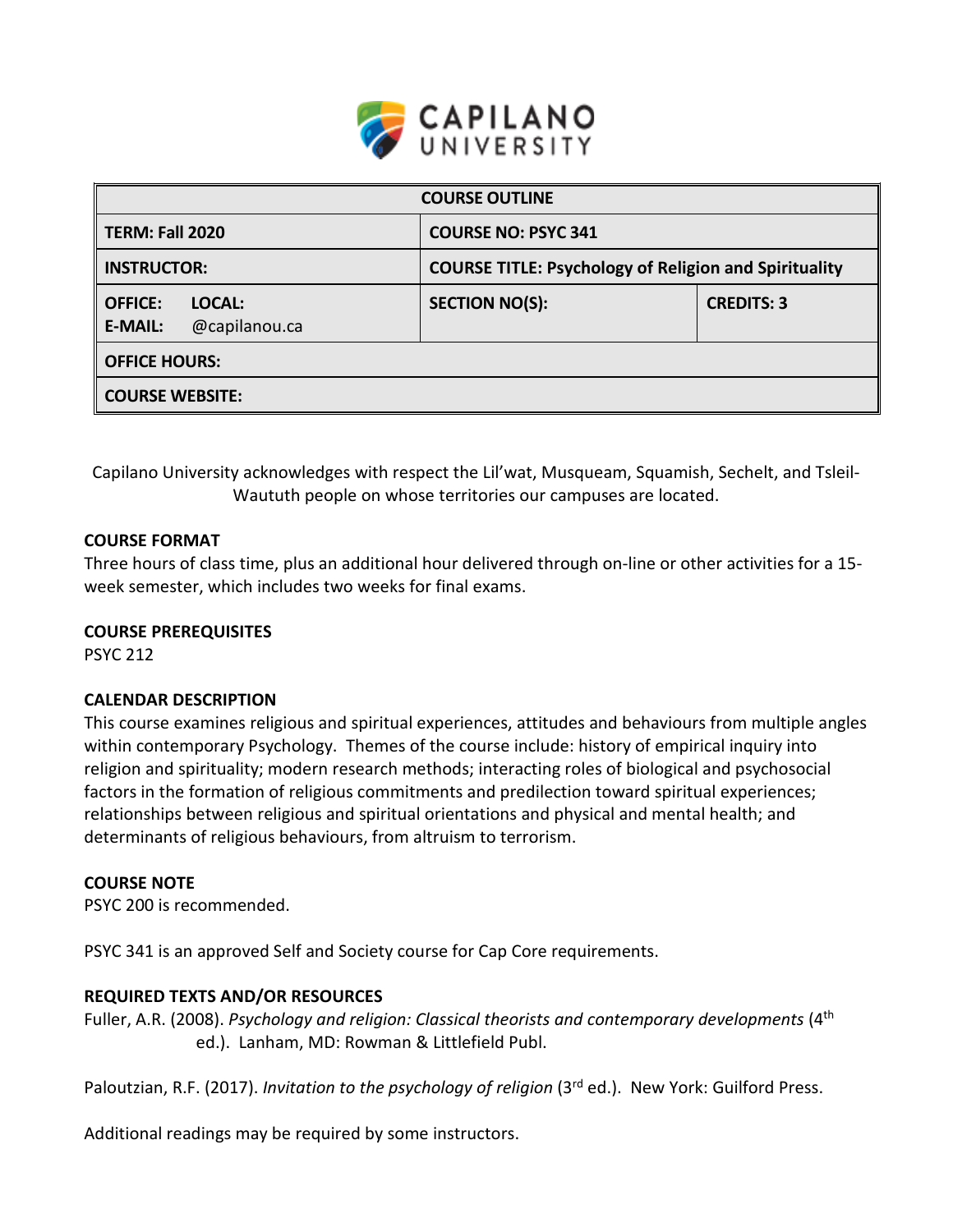| COURSE OUTLINE | | |
| --- | --- | --- |
| **TERM: Fall 2020** | **COURSE NO: PSYC 341** | |
| **INSTRUCTOR:** | **COURSE TITLE: Psychology of Religion and Spirituality** | |
| **OFFICE: LOCAL:** **E-MAIL:** @capilanou.ca | **SECTION NO(S):** | **CREDITS: 3** |
| **OFFICE HOURS:** | | |
| **COURSE WEBSITE:** | | |

Capilano University acknowledges with respect the Lil'wat, Musqueam, Squamish, Sechelt, and Tsleil-Waututh people on whose territories our campuses are located.

## COURSE FORMAT

Three hours of class time, plus an additional hour delivered through on-line or other activities for a 15-week semester, which includes two weeks for final exams.

## COURSE PREREQUISITES

PSYC 212

## CALENDAR DESCRIPTION

This course examines religious and spiritual experiences, attitudes and behaviours from multiple angles within contemporary Psychology. Themes of the course include: history of empirical inquiry into religion and spirituality; modern research methods; interacting roles of biological and psychosocial factors in the formation of religious commitments and predilection toward spiritual experiences; relationships between religious and spiritual orientations and physical and mental health; and determinants of religious behaviours, from altruism to terrorism.

## COURSE NOTE

PSYC 200 is recommended.

PSYC 341 is an approved Self and Society course for Cap Core requirements.

## REQUIRED TEXTS AND/OR RESOURCES

Fuller, A.R. (2008). *Psychology and religion: Classical theorists and contemporary developments* (4th ed.). Lanham, MD: Rowman & Littlefield Publ.

Paloutzian, R.F. (2017). *Invitation to the psychology of religion* (3rd ed.). New York: Guilford Press.

Additional readings may be required by some instructors.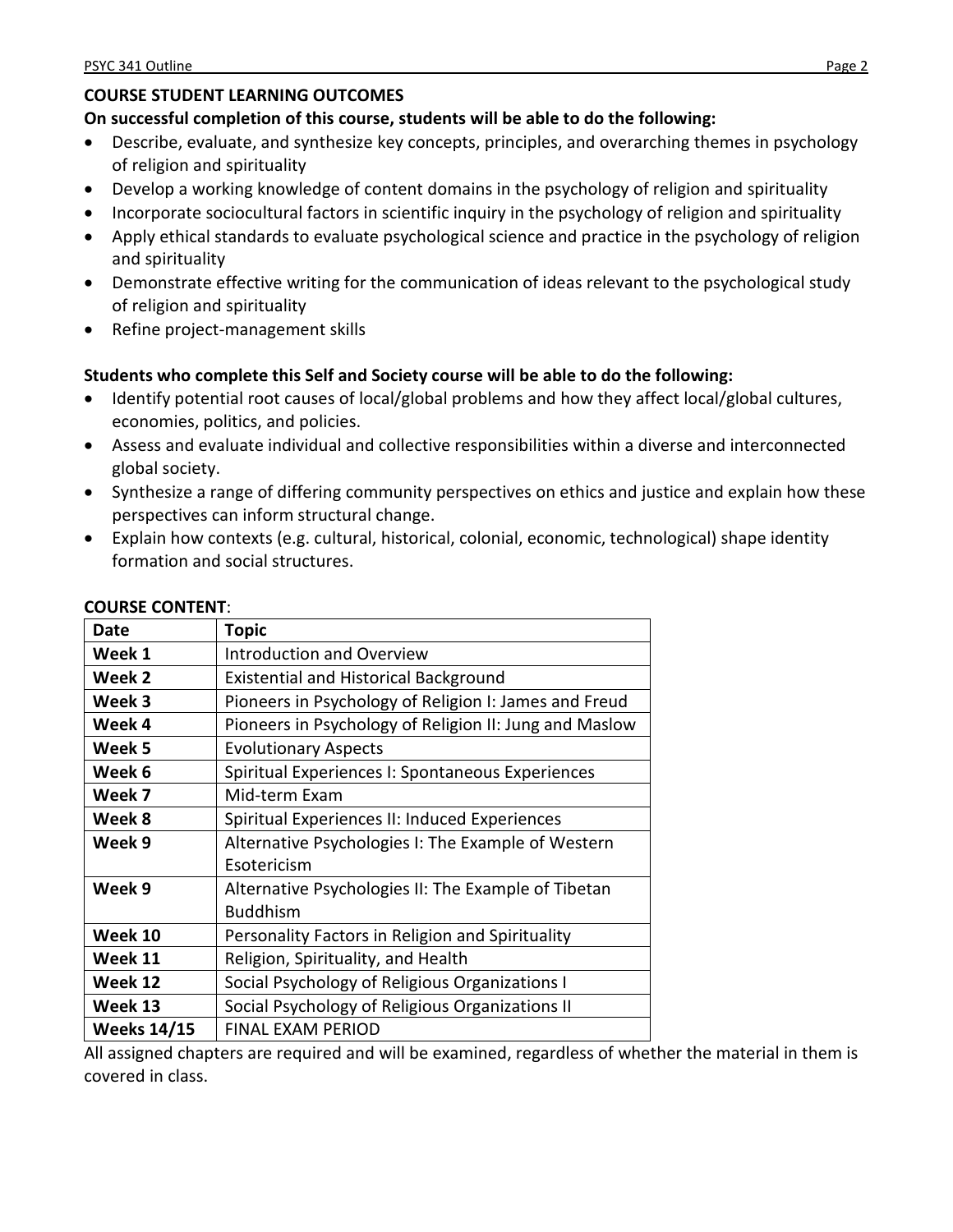## COURSE STUDENT LEARNING OUTCOMES

**On successful completion of this course, students will be able to do the following:**

- Describe, evaluate, and synthesize key concepts, principles, and overarching themes in psychology of religion and spirituality
- Develop a working knowledge of content domains in the psychology of religion and spirituality
- Incorporate sociocultural factors in scientific inquiry in the psychology of religion and spirituality
- Apply ethical standards to evaluate psychological science and practice in the psychology of religion and spirituality
- Demonstrate effective writing for the communication of ideas relevant to the psychological study of religion and spirituality
- Refine project-management skills

**Students who complete this Self and Society course will be able to do the following:**

- Identify potential root causes of local/global problems and how they affect local/global cultures, economies, politics, and policies.
- Assess and evaluate individual and collective responsibilities within a diverse and interconnected global society.
- Synthesize a range of differing community perspectives on ethics and justice and explain how these perspectives can inform structural change.
- Explain how contexts (e.g. cultural, historical, colonial, economic, technological) shape identity formation and social structures.

**COURSE CONTENT**:

| Date | Topic |
|---|---|
| **Week 1** | Introduction and Overview |
| **Week 2** | Existential and Historical Background |
| **Week 3** | Pioneers in Psychology of Religion I: James and Freud |
| **Week 4** | Pioneers in Psychology of Religion II: Jung and Maslow |
| **Week 5** | Evolutionary Aspects |
| **Week 6** | Spiritual Experiences I: Spontaneous Experiences |
| **Week 7** | Mid-term Exam |
| **Week 8** | Spiritual Experiences II: Induced Experiences |
| **Week 9** | Alternative Psychologies I: The Example of Western Esotericism |
| **Week 9** | Alternative Psychologies II: The Example of Tibetan Buddhism |
| **Week 10** | Personality Factors in Religion and Spirituality |
| **Week 11** | Religion, Spirituality, and Health |
| **Week 12** | Social Psychology of Religious Organizations I |
| **Week 13** | Social Psychology of Religious Organizations II |
| **Weeks 14/15** | FINAL EXAM PERIOD |

All assigned chapters are required and will be examined, regardless of whether the material in them is covered in class.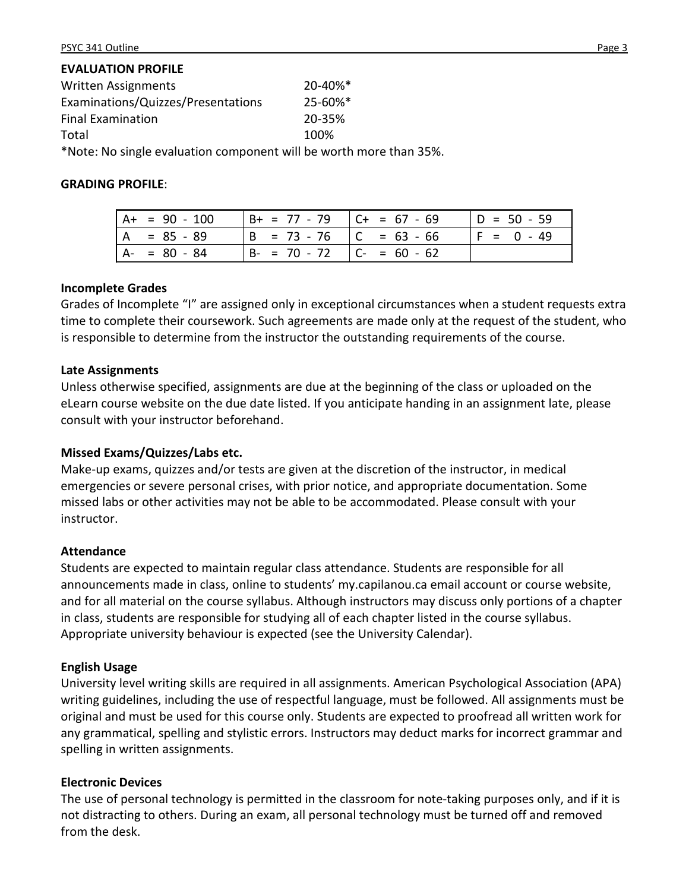**EVALUATION PROFILE**

| | |
|---|---|
| Written Assignments | 20-40%* |
| Examinations/Quizzes/Presentations | 25-60%* |
| Final Examination | 20-35% |
| Total | 100% |

*Note: No single evaluation component will be worth more than 35%.

**GRADING PROFILE**:

| | | | |
|---|---|---|---|
| A+ = 90 - 100 | B+ = 77 - 79 | C+ = 67 - 69 | D = 50 - 59 |
| A = 85 - 89 | B = 73 - 76 | C = 63 - 66 | F = 0 - 49 |
| A- = 80 - 84 | B- = 70 - 72 | C- = 60 - 62 | |

**Incomplete Grades**

Grades of Incomplete "I" are assigned only in exceptional circumstances when a student requests extra time to complete their coursework. Such agreements are made only at the request of the student, who is responsible to determine from the instructor the outstanding requirements of the course.

**Late Assignments**

Unless otherwise specified, assignments are due at the beginning of the class or uploaded on the eLearn course website on the due date listed. If you anticipate handing in an assignment late, please consult with your instructor beforehand.

**Missed Exams/Quizzes/Labs etc.**

Make-up exams, quizzes and/or tests are given at the discretion of the instructor, in medical emergencies or severe personal crises, with prior notice, and appropriate documentation. Some missed labs or other activities may not be able to be accommodated. Please consult with your instructor.

**Attendance**

Students are expected to maintain regular class attendance. Students are responsible for all announcements made in class, online to students' my.capilanou.ca email account or course website, and for all material on the course syllabus. Although instructors may discuss only portions of a chapter in class, students are responsible for studying all of each chapter listed in the course syllabus. Appropriate university behaviour is expected (see the University Calendar).

**English Usage**

University level writing skills are required in all assignments. American Psychological Association (APA) writing guidelines, including the use of respectful language, must be followed. All assignments must be original and must be used for this course only. Students are expected to proofread all written work for any grammatical, spelling and stylistic errors. Instructors may deduct marks for incorrect grammar and spelling in written assignments.

**Electronic Devices**

The use of personal technology is permitted in the classroom for note-taking purposes only, and if it is not distracting to others. During an exam, all personal technology must be turned off and removed from the desk.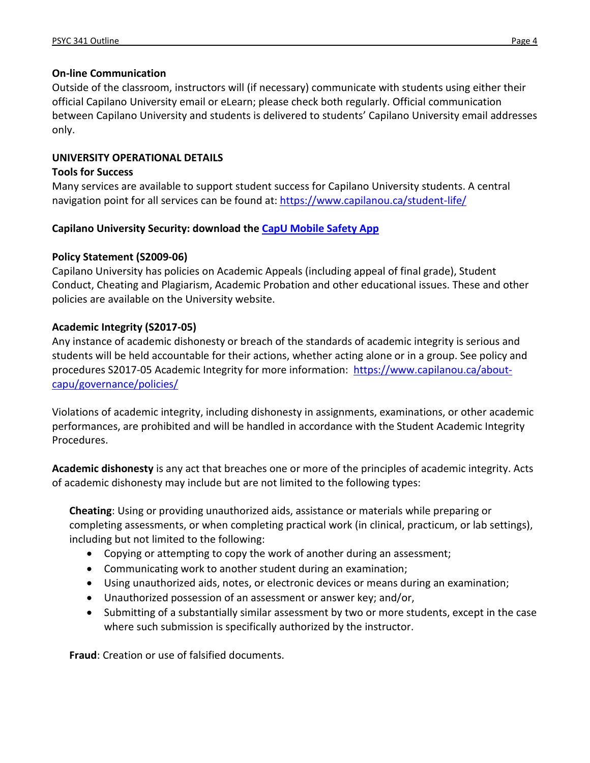**On-line Communication**

Outside of the classroom, instructors will (if necessary) communicate with students using either their official Capilano University email or eLearn; please check both regularly. Official communication between Capilano University and students is delivered to students' Capilano University email addresses only.

**UNIVERSITY OPERATIONAL DETAILS**

**Tools for Success**

Many services are available to support student success for Capilano University students. A central navigation point for all services can be found at: https://www.capilanou.ca/student-life/

**Capilano University Security: download the CapU Mobile Safety App**

**Policy Statement (S2009-06)**

Capilano University has policies on Academic Appeals (including appeal of final grade), Student Conduct, Cheating and Plagiarism, Academic Probation and other educational issues. These and other policies are available on the University website.

**Academic Integrity (S2017-05)**

Any instance of academic dishonesty or breach of the standards of academic integrity is serious and students will be held accountable for their actions, whether acting alone or in a group. See policy and procedures S2017-05 Academic Integrity for more information: https://www.capilanou.ca/about-capu/governance/policies/

Violations of academic integrity, including dishonesty in assignments, examinations, or other academic performances, are prohibited and will be handled in accordance with the Student Academic Integrity Procedures.

**Academic dishonesty** is any act that breaches one or more of the principles of academic integrity. Acts of academic dishonesty may include but are not limited to the following types:

**Cheating**: Using or providing unauthorized aids, assistance or materials while preparing or completing assessments, or when completing practical work (in clinical, practicum, or lab settings), including but not limited to the following:

- Copying or attempting to copy the work of another during an assessment;
- Communicating work to another student during an examination;
- Using unauthorized aids, notes, or electronic devices or means during an examination;
- Unauthorized possession of an assessment or answer key; and/or,
- Submitting of a substantially similar assessment by two or more students, except in the case where such submission is specifically authorized by the instructor.

**Fraud**: Creation or use of falsified documents.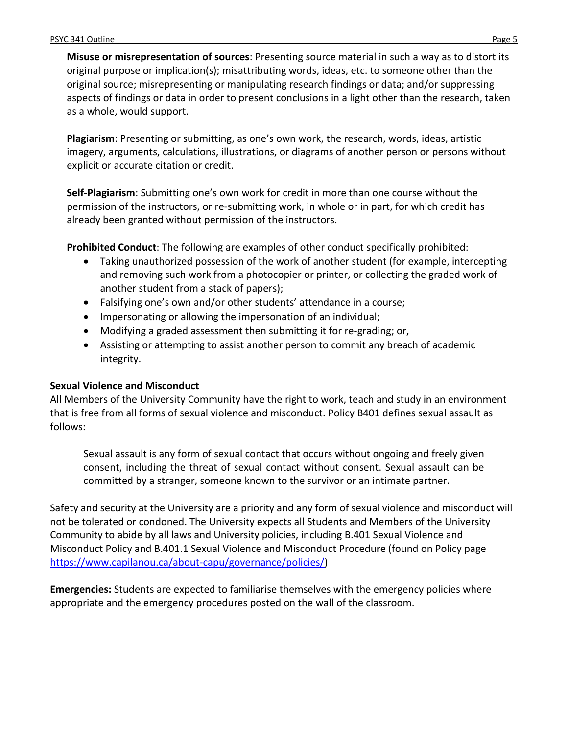**Misuse or misrepresentation of sources**: Presenting source material in such a way as to distort its original purpose or implication(s); misattributing words, ideas, etc. to someone other than the original source; misrepresenting or manipulating research findings or data; and/or suppressing aspects of findings or data in order to present conclusions in a light other than the research, taken as a whole, would support.

**Plagiarism**: Presenting or submitting, as one's own work, the research, words, ideas, artistic imagery, arguments, calculations, illustrations, or diagrams of another person or persons without explicit or accurate citation or credit.

**Self-Plagiarism**: Submitting one's own work for credit in more than one course without the permission of the instructors, or re-submitting work, in whole or in part, for which credit has already been granted without permission of the instructors.

**Prohibited Conduct**: The following are examples of other conduct specifically prohibited:

- Taking unauthorized possession of the work of another student (for example, intercepting and removing such work from a photocopier or printer, or collecting the graded work of another student from a stack of papers);
- Falsifying one's own and/or other students' attendance in a course;
- Impersonating or allowing the impersonation of an individual;
- Modifying a graded assessment then submitting it for re-grading; or,
- Assisting or attempting to assist another person to commit any breach of academic integrity.

**Sexual Violence and Misconduct**

All Members of the University Community have the right to work, teach and study in an environment that is free from all forms of sexual violence and misconduct. Policy B401 defines sexual assault as follows:

> Sexual assault is any form of sexual contact that occurs without ongoing and freely given consent, including the threat of sexual contact without consent. Sexual assault can be committed by a stranger, someone known to the survivor or an intimate partner.

Safety and security at the University are a priority and any form of sexual violence and misconduct will not be tolerated or condoned. The University expects all Students and Members of the University Community to abide by all laws and University policies, including B.401 Sexual Violence and Misconduct Policy and B.401.1 Sexual Violence and Misconduct Procedure (found on Policy page https://www.capilanou.ca/about-capu/governance/policies/)

**Emergencies:** Students are expected to familiarise themselves with the emergency policies where appropriate and the emergency procedures posted on the wall of the classroom.